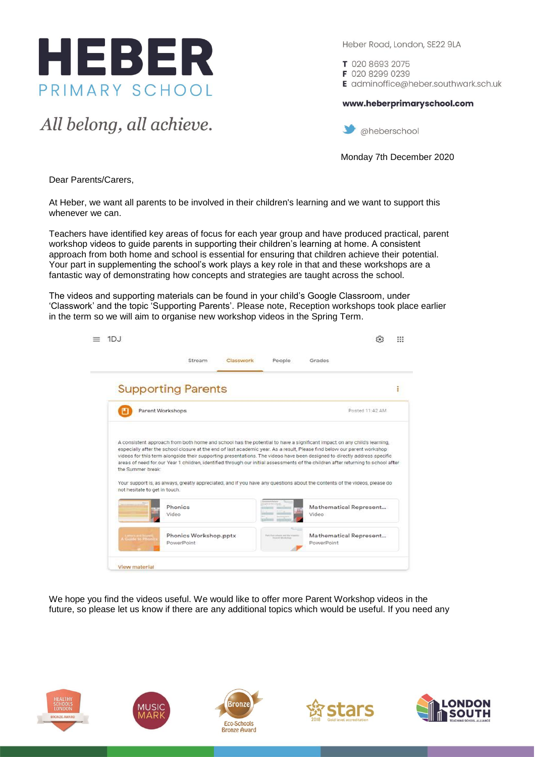# HEBER
PRIMARY SCHOOL

*All belong, all achieve.*

Heber Road, London, SE22 9LA

**T** 020 8693 2075
**F** 020 8299 0239
**E** adminoffice@heber.southwark.sch.uk

**www.heberprimaryschool.com**

@heberschool

Monday 7th December 2020

Dear Parents/Carers,

At Heber, we want all parents to be involved in their children's learning and we want to support this whenever we can.

Teachers have identified key areas of focus for each year group and have produced practical, parent workshop videos to guide parents in supporting their children's learning at home. A consistent approach from both home and school is essential for ensuring that children achieve their potential. Your part in supplementing the school's work plays a key role in that and these workshops are a fantastic way of demonstrating how concepts and strategies are taught across the school.

The videos and supporting materials can be found in your child's Google Classroom, under 'Classwork' and the topic 'Supporting Parents'. Please note, Reception workshops took place earlier in the term so we will aim to organise new workshop videos in the Spring Term.

1DJ

Stream | Classwork | People | Grades

**Supporting Parents**

Parent Workshops — Posted 11:42 AM

A consistent approach from both home and school has the potential to have a significant impact on any child's learning, especially after the school closure at the end of last academic year. As a result, Please find below our parent workshop videos for this term alongside their supporting presentations. The videos have been designed to directly address specific areas of need for our Year 1 children, identified through our initial assessments of the children after returning to school after the Summer break.

Your support is, as always, greatly appreciated, and if you have any questions about the contents of the videos, please do not hesitate to get in touch.

- Phonics — Video
- Mathematical Represent... — Video
- Phonics Workshop.pptx — PowerPoint
- Mathematical Represent... — PowerPoint

View material

We hope you find the videos useful. We would like to offer more Parent Workshop videos in the future, so please let us know if there are any additional topics which would be useful. If you need any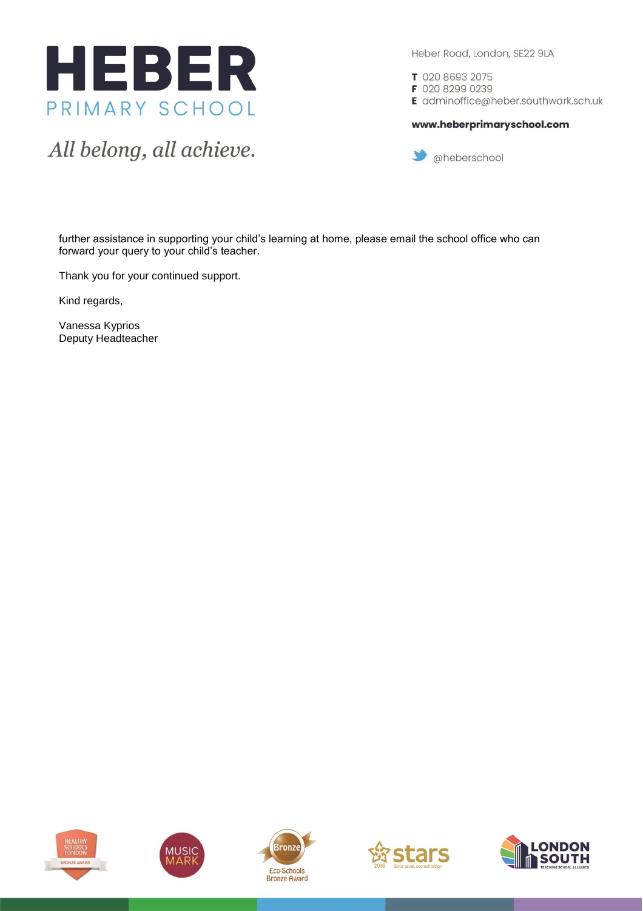further assistance in supporting your child's learning at home, please email the school office who can forward your query to your child's teacher.

Thank you for your continued support.

Kind regards,

Vanessa Kyprios
Deputy Headteacher